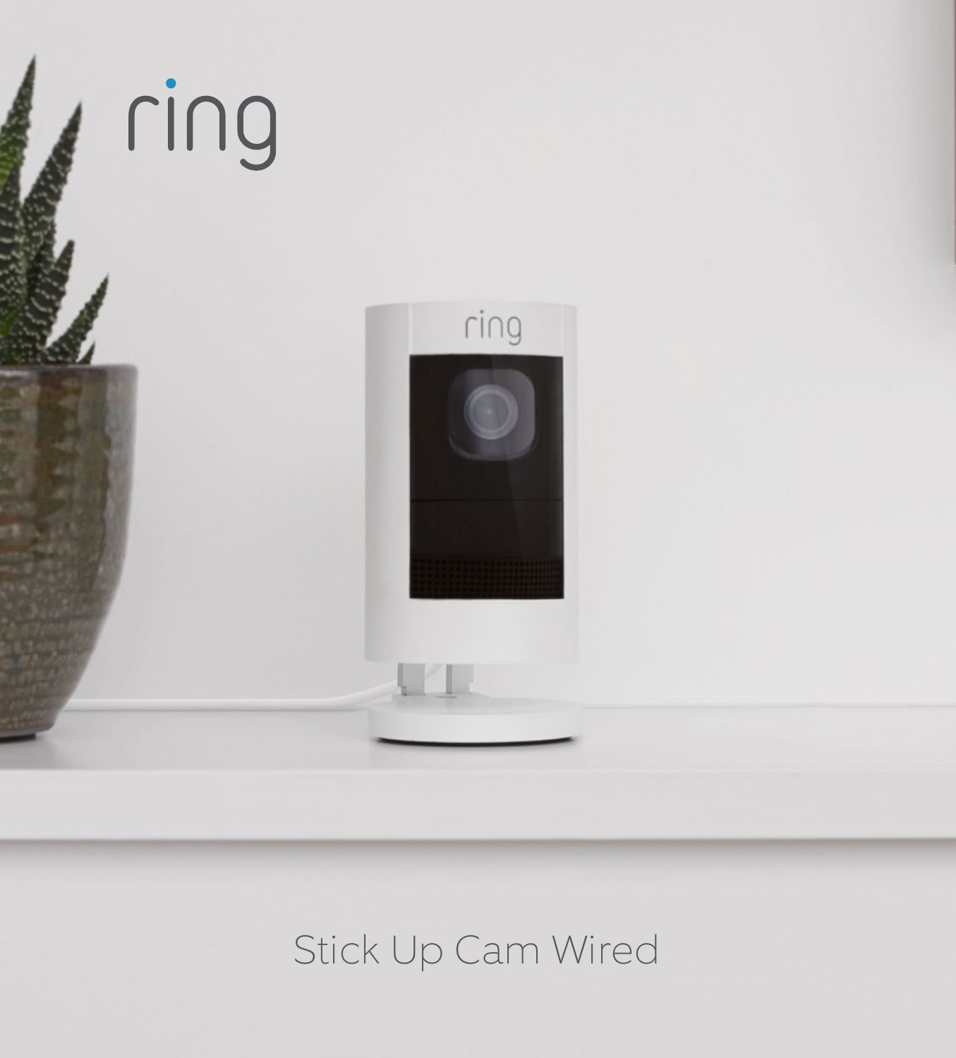ring

Stick Up Cam Wired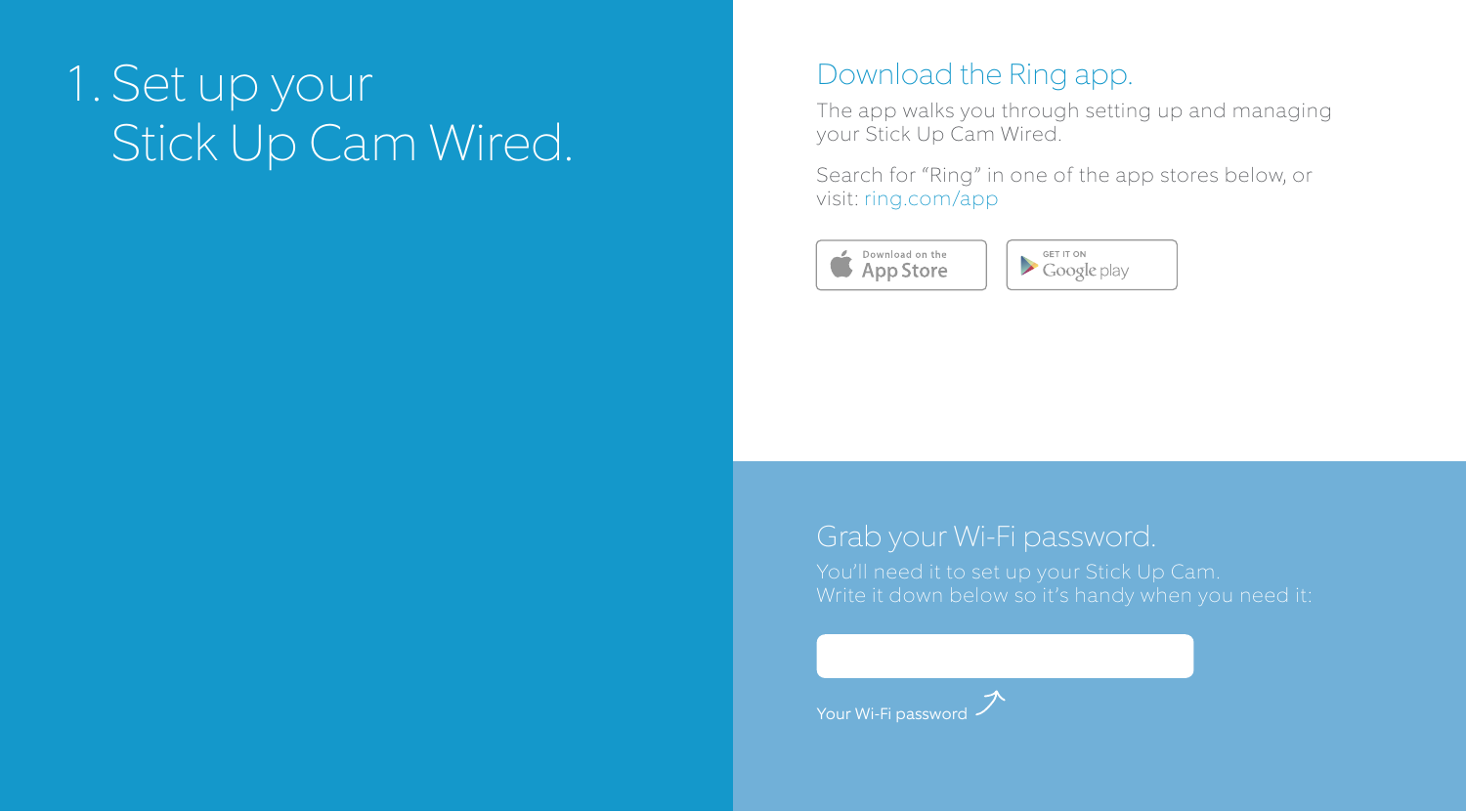# 1. Set up your Stick Up Cam Wired.

## Download the Ring app.

The app walks you through setting up and managing your Stick Up Cam Wired.

Search for “Ring” in one of the app stores below, or visit: ring.com/app

Download on the App Store

GET IT ON Google play

## Grab your Wi-Fi password.

You’ll need it to set up your Stick Up Cam. Write it down below so it’s handy when you need it:

Your Wi-Fi password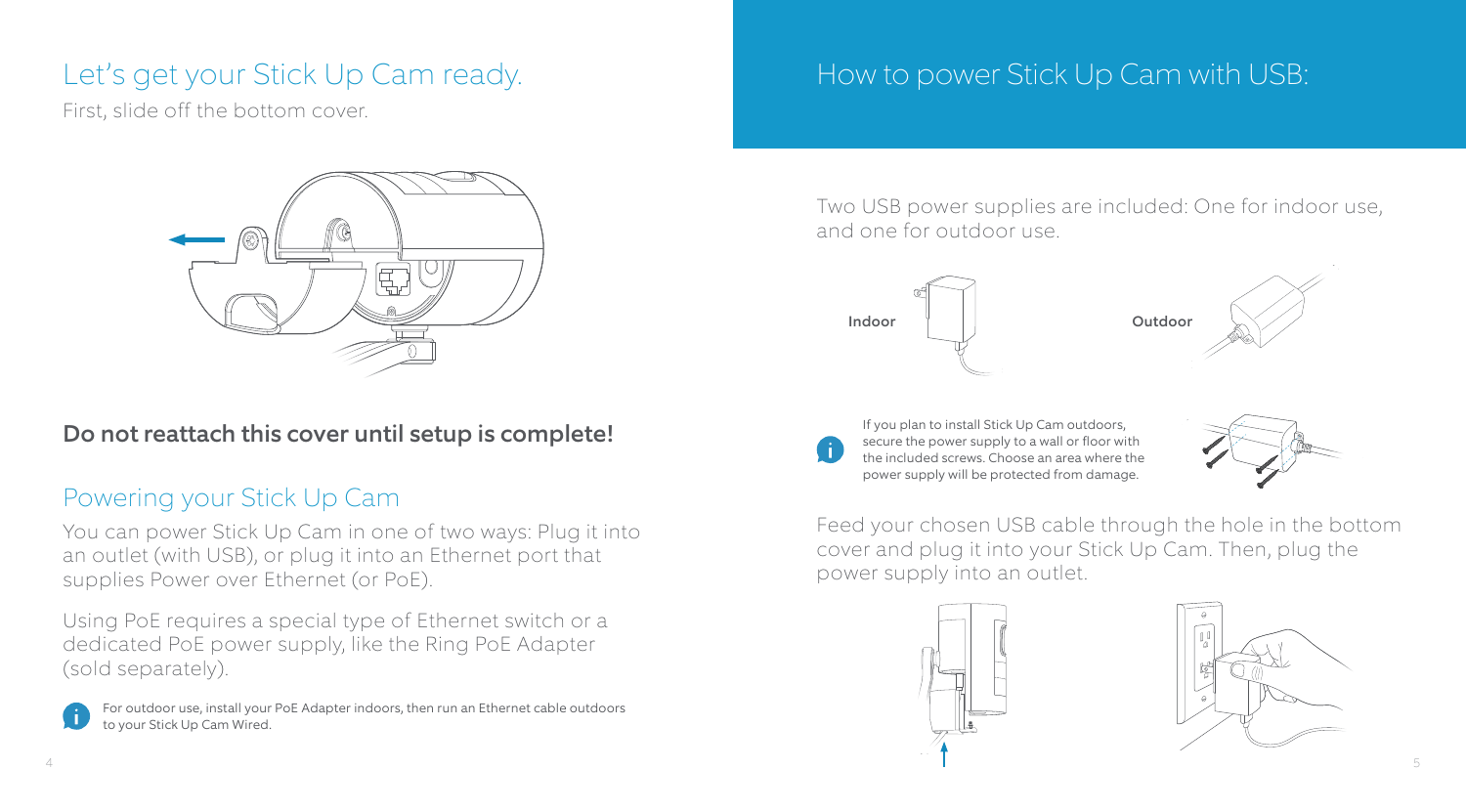## Let's get your Stick Up Cam ready.

First, slide off the bottom cover.

**Do not reattach this cover until setup is complete!**

## Powering your Stick Up Cam

You can power Stick Up Cam in one of two ways: Plug it into an outlet (with USB), or plug it into an Ethernet port that supplies Power over Ethernet (or PoE).

Using PoE requires a special type of Ethernet switch or a dedicated PoE power supply, like the Ring PoE Adapter (sold separately).

For outdoor use, install your PoE Adapter indoors, then run an Ethernet cable outdoors to your Stick Up Cam Wired.

## How to power Stick Up Cam with USB:

Two USB power supplies are included: One for indoor use, and one for outdoor use.

Indoor

Outdoor

If you plan to install Stick Up Cam outdoors, secure the power supply to a wall or floor with the included screws. Choose an area where the power supply will be protected from damage.

Feed your chosen USB cable through the hole in the bottom cover and plug it into your Stick Up Cam. Then, plug the power supply into an outlet.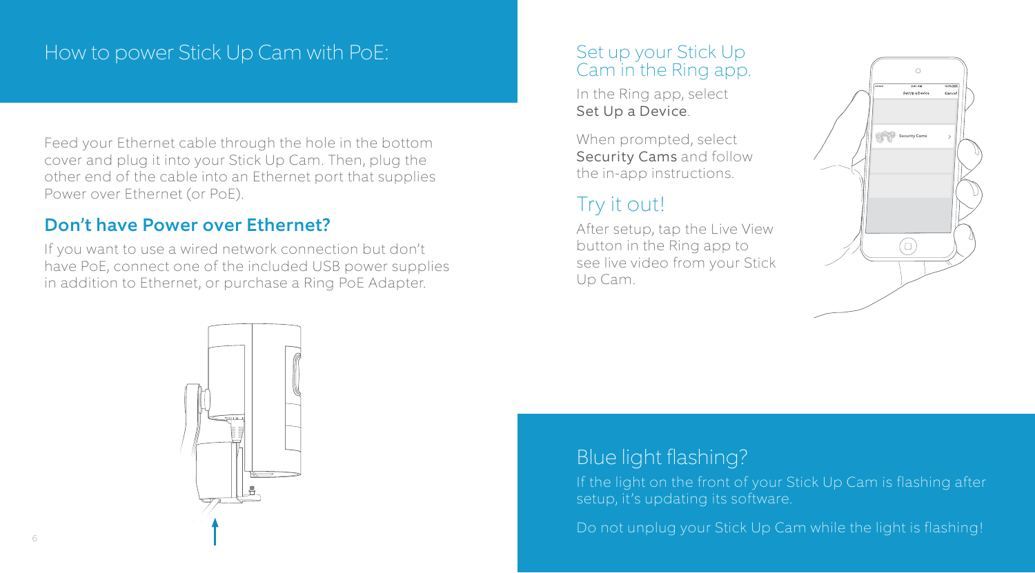## How to power Stick Up Cam with PoE:

Feed your Ethernet cable through the hole in the bottom cover and plug it into your Stick Up Cam. Then, plug the other end of the cable into an Ethernet port that supplies Power over Ethernet (or PoE).

### Don't have Power over Ethernet?

If you want to use a wired network connection but don't have PoE, connect one of the included USB power supplies in addition to Ethernet, or purchase a Ring PoE Adapter.

## Set up your Stick Up Cam in the Ring app.

In the Ring app, select Set Up a Device.

When prompted, select Security Cams and follow the in-app instructions.

## Try it out!

After setup, tap the Live View button in the Ring app to see live video from your Stick Up Cam.

## Blue light flashing?

If the light on the front of your Stick Up Cam is flashing after setup, it's updating its software.

Do not unplug your Stick Up Cam while the light is flashing!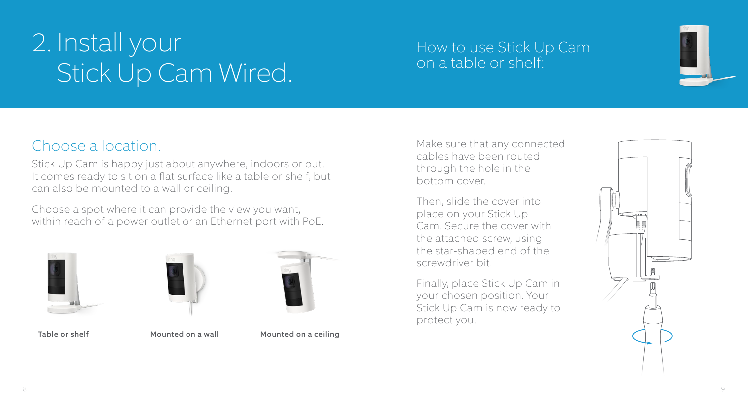# 2. Install your Stick Up Cam Wired.

## Choose a location.

Stick Up Cam is happy just about anywhere, indoors or out. It comes ready to sit on a flat surface like a table or shelf, but can also be mounted to a wall or ceiling.

Choose a spot where it can provide the view you want, within reach of a power outlet or an Ethernet port with PoE.

Table or shelf

Mounted on a wall

Mounted on a ceiling

## How to use Stick Up Cam on a table or shelf:

Make sure that any connected cables have been routed through the hole in the bottom cover.

Then, slide the cover into place on your Stick Up Cam. Secure the cover with the attached screw, using the star-shaped end of the screwdriver bit.

Finally, place Stick Up Cam in your chosen position. Your Stick Up Cam is now ready to protect you.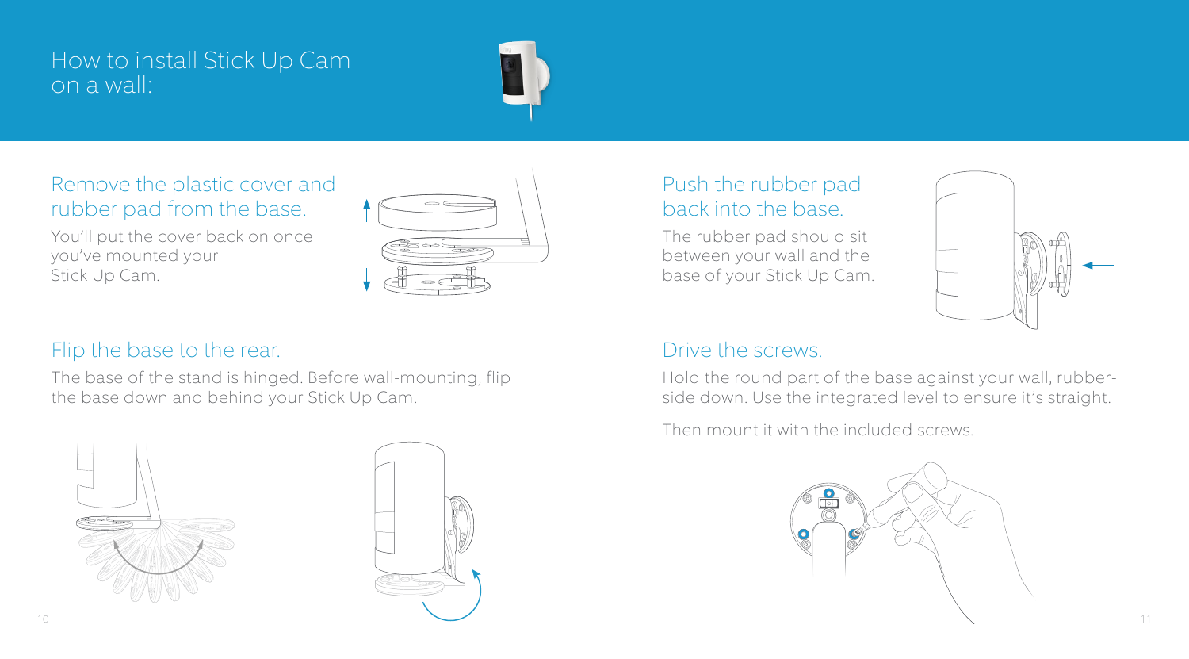# How to install Stick Up Cam on a wall:

## Remove the plastic cover and rubber pad from the base.

You'll put the cover back on once you've mounted your Stick Up Cam.

## Flip the base to the rear.

The base of the stand is hinged. Before wall-mounting, flip the base down and behind your Stick Up Cam.

## Push the rubber pad back into the base.

The rubber pad should sit between your wall and the base of your Stick Up Cam.

## Drive the screws.

Hold the round part of the base against your wall, rubber-side down. Use the integrated level to ensure it's straight.

Then mount it with the included screws.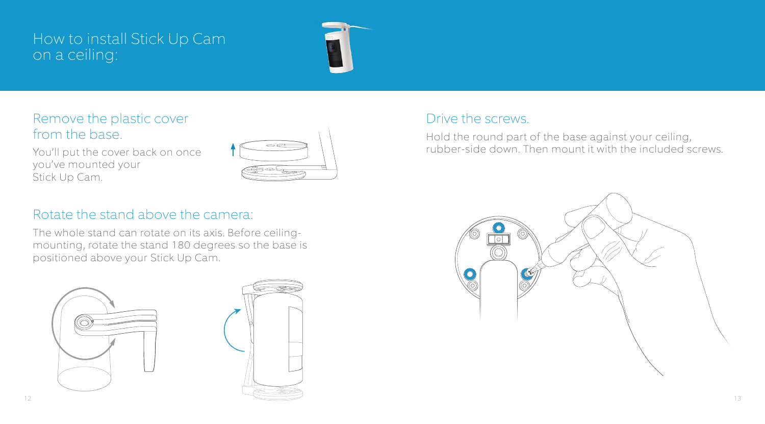# How to install Stick Up Cam on a ceiling:

## Remove the plastic cover from the base.

You'll put the cover back on once you've mounted your Stick Up Cam.

## Rotate the stand above the camera:

The whole stand can rotate on its axis. Before ceiling-mounting, rotate the stand 180 degrees so the base is positioned above your Stick Up Cam.

## Drive the screws.

Hold the round part of the base against your ceiling, rubber-side down. Then mount it with the included screws.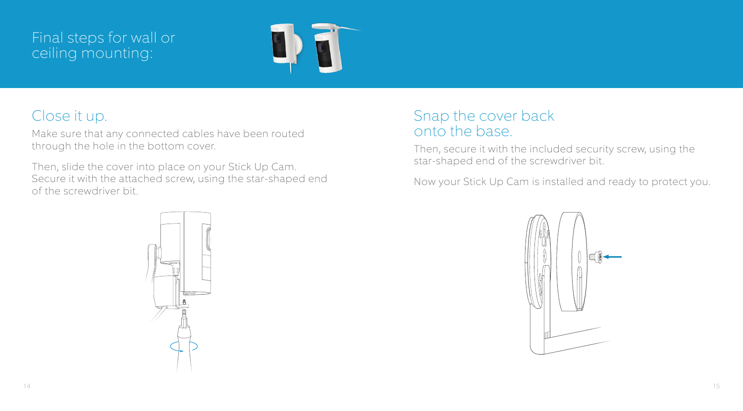# Final steps for wall or ceiling mounting:

## Close it up.

Make sure that any connected cables have been routed through the hole in the bottom cover.

Then, slide the cover into place on your Stick Up Cam. Secure it with the attached screw, using the star-shaped end of the screwdriver bit.

## Snap the cover back onto the base.

Then, secure it with the included security screw, using the star-shaped end of the screwdriver bit.

Now your Stick Up Cam is installed and ready to protect you.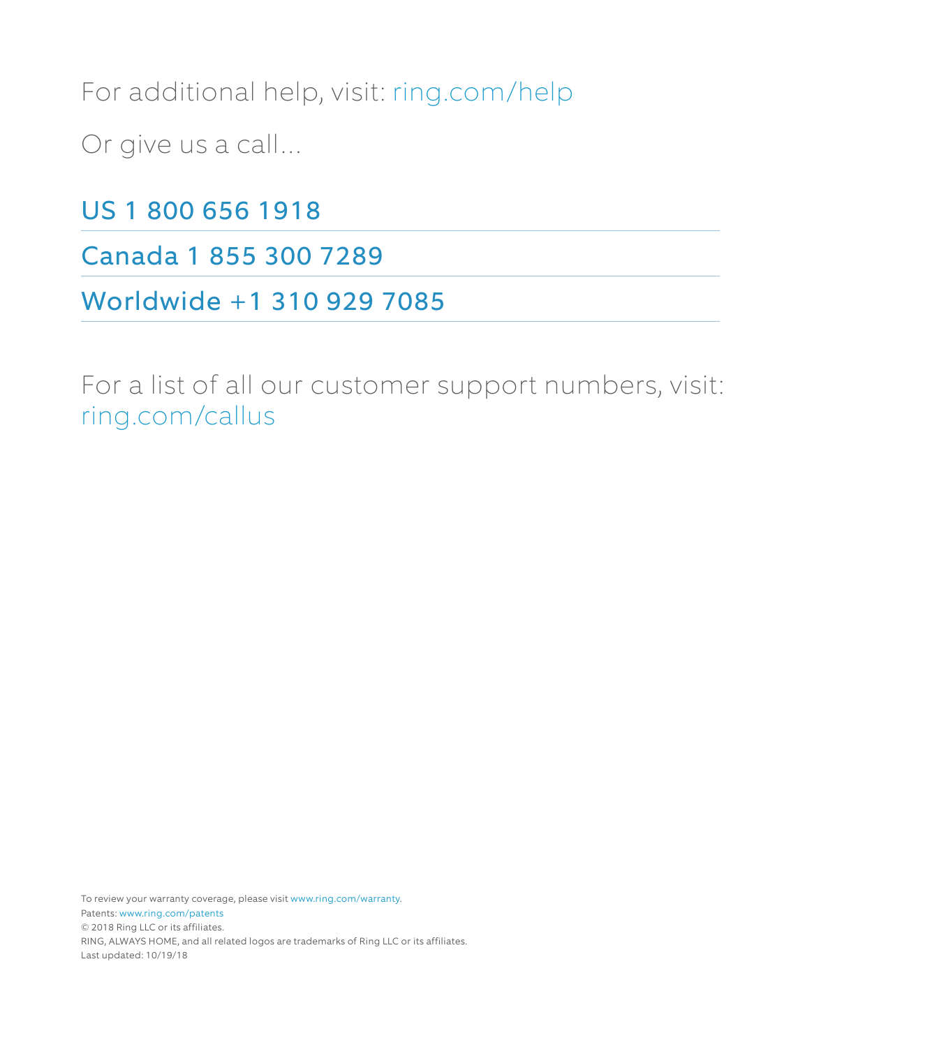For additional help, visit: ring.com/help

Or give us a call...

US 1 800 656 1918

Canada 1 855 300 7289

Worldwide +1 310 929 7085

For a list of all our customer support numbers, visit: ring.com/callus

To review your warranty coverage, please visit www.ring.com/warranty.
Patents: www.ring.com/patents
© 2018 Ring LLC or its affiliates.
RING, ALWAYS HOME, and all related logos are trademarks of Ring LLC or its affiliates.
Last updated: 10/19/18